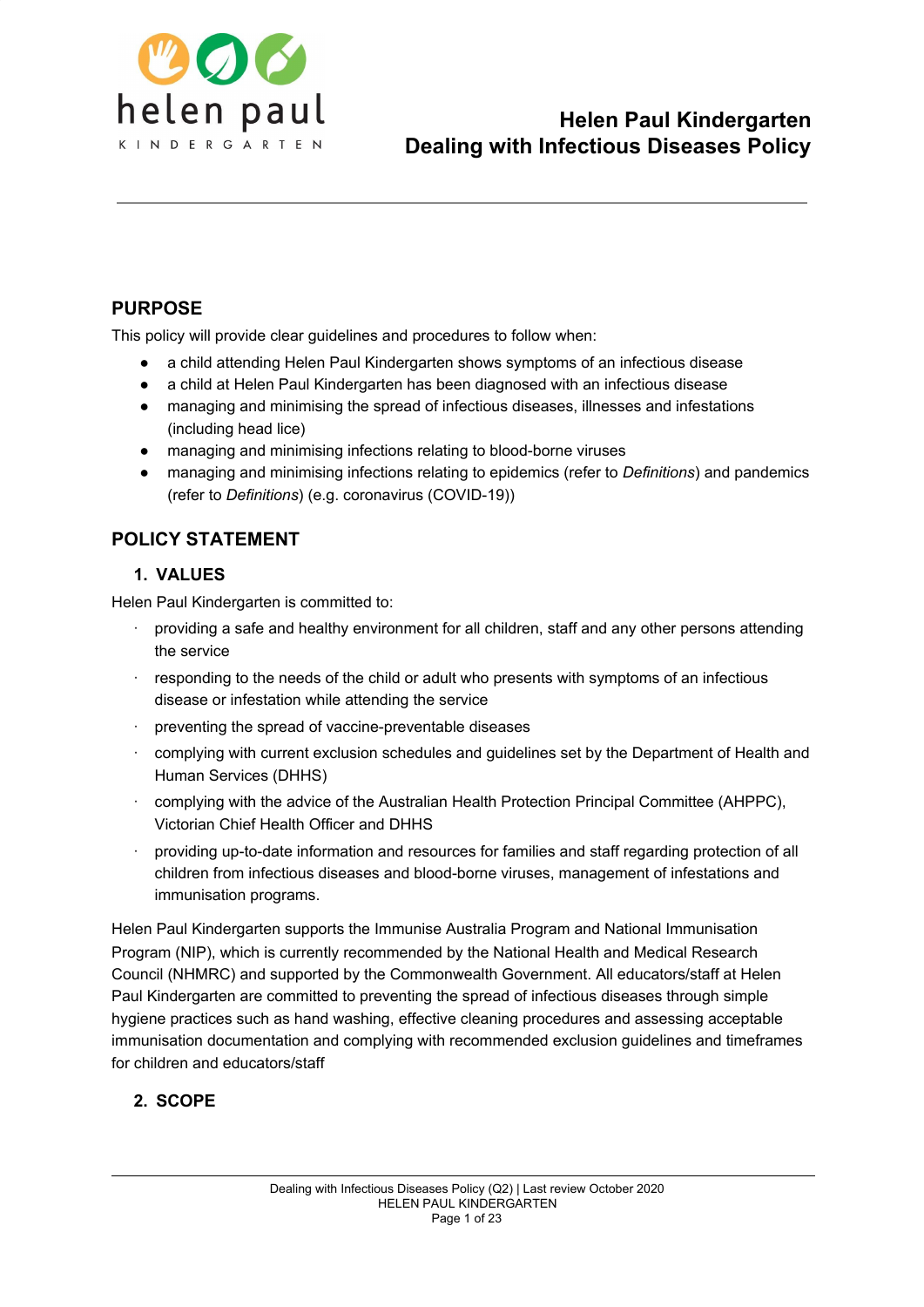# Helen Paul Kindergarten
# Dealing with Infectious Diseases Policy

## PURPOSE

This policy will provide clear guidelines and procedures to follow when:

- a child attending Helen Paul Kindergarten shows symptoms of an infectious disease
- a child at Helen Paul Kindergarten has been diagnosed with an infectious disease
- managing and minimising the spread of infectious diseases, illnesses and infestations (including head lice)
- managing and minimising infections relating to blood-borne viruses
- managing and minimising infections relating to epidemics (refer to *Definitions*) and pandemics (refer to *Definitions*) (e.g. coronavirus (COVID-19))

## POLICY STATEMENT

### 1. VALUES

Helen Paul Kindergarten is committed to:

- providing a safe and healthy environment for all children, staff and any other persons attending the service
- responding to the needs of the child or adult who presents with symptoms of an infectious disease or infestation while attending the service
- preventing the spread of vaccine-preventable diseases
- complying with current exclusion schedules and guidelines set by the Department of Health and Human Services (DHHS)
- complying with the advice of the Australian Health Protection Principal Committee (AHPPC), Victorian Chief Health Officer and DHHS
- providing up-to-date information and resources for families and staff regarding protection of all children from infectious diseases and blood-borne viruses, management of infestations and immunisation programs.

Helen Paul Kindergarten supports the Immunise Australia Program and National Immunisation Program (NIP), which is currently recommended by the National Health and Medical Research Council (NHMRC) and supported by the Commonwealth Government. All educators/staff at Helen Paul Kindergarten are committed to preventing the spread of infectious diseases through simple hygiene practices such as hand washing, effective cleaning procedures and assessing acceptable immunisation documentation and complying with recommended exclusion guidelines and timeframes for children and educators/staff

### 2. SCOPE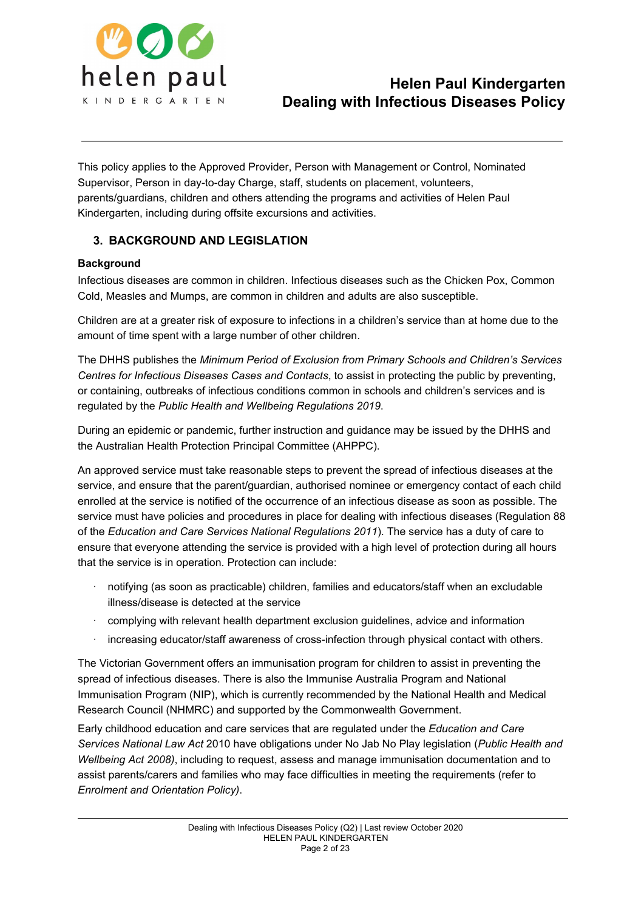This policy applies to the Approved Provider, Person with Management or Control, Nominated Supervisor, Person in day-to-day Charge, staff, students on placement, volunteers, parents/guardians, children and others attending the programs and activities of Helen Paul Kindergarten, including during offsite excursions and activities.

## 3. BACKGROUND AND LEGISLATION

**Background**

Infectious diseases are common in children. Infectious diseases such as the Chicken Pox, Common Cold, Measles and Mumps, are common in children and adults are also susceptible.

Children are at a greater risk of exposure to infections in a children's service than at home due to the amount of time spent with a large number of other children.

The DHHS publishes the *Minimum Period of Exclusion from Primary Schools and Children's Services Centres for Infectious Diseases Cases and Contacts*, to assist in protecting the public by preventing, or containing, outbreaks of infectious conditions common in schools and children's services and is regulated by the *Public Health and Wellbeing Regulations 2019*.

During an epidemic or pandemic, further instruction and guidance may be issued by the DHHS and the Australian Health Protection Principal Committee (AHPPC).

An approved service must take reasonable steps to prevent the spread of infectious diseases at the service, and ensure that the parent/guardian, authorised nominee or emergency contact of each child enrolled at the service is notified of the occurrence of an infectious disease as soon as possible. The service must have policies and procedures in place for dealing with infectious diseases (Regulation 88 of the *Education and Care Services National Regulations 2011*). The service has a duty of care to ensure that everyone attending the service is provided with a high level of protection during all hours that the service is in operation. Protection can include:

- notifying (as soon as practicable) children, families and educators/staff when an excludable illness/disease is detected at the service
- complying with relevant health department exclusion guidelines, advice and information
- increasing educator/staff awareness of cross-infection through physical contact with others.

The Victorian Government offers an immunisation program for children to assist in preventing the spread of infectious diseases. There is also the Immunise Australia Program and National Immunisation Program (NIP), which is currently recommended by the National Health and Medical Research Council (NHMRC) and supported by the Commonwealth Government.

Early childhood education and care services that are regulated under the *Education and Care Services National Law Act* 2010 have obligations under No Jab No Play legislation (*Public Health and Wellbeing Act 2008)*, including to request, assess and manage immunisation documentation and to assist parents/carers and families who may face difficulties in meeting the requirements (refer to *Enrolment and Orientation Policy)*.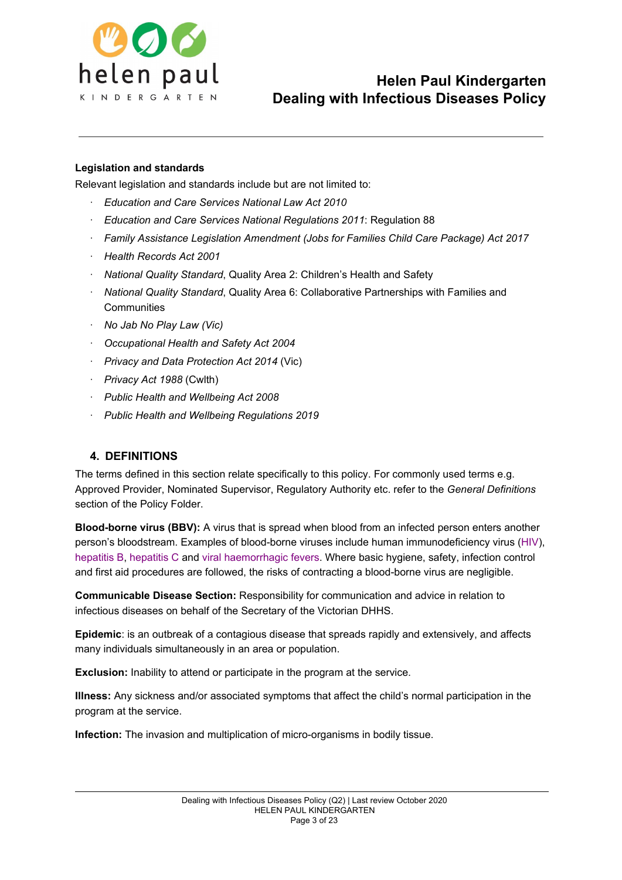**Legislation and standards**

Relevant legislation and standards include but are not limited to:

- *Education and Care Services National Law Act 2010*
- *Education and Care Services National Regulations 2011*: Regulation 88
- *Family Assistance Legislation Amendment (Jobs for Families Child Care Package) Act 2017*
- *Health Records Act 2001*
- *National Quality Standard*, Quality Area 2: Children's Health and Safety
- *National Quality Standard*, Quality Area 6: Collaborative Partnerships with Families and Communities
- *No Jab No Play Law (Vic)*
- *Occupational Health and Safety Act 2004*
- *Privacy and Data Protection Act 2014* (Vic)
- *Privacy Act 1988* (Cwlth)
- *Public Health and Wellbeing Act 2008*
- *Public Health and Wellbeing Regulations 2019*

## 4. DEFINITIONS

The terms defined in this section relate specifically to this policy. For commonly used terms e.g. Approved Provider, Nominated Supervisor, Regulatory Authority etc. refer to the *General Definitions* section of the Policy Folder.

**Blood-borne virus (BBV):** A virus that is spread when blood from an infected person enters another person's bloodstream. Examples of blood-borne viruses include human immunodeficiency virus (HIV), hepatitis B, hepatitis C and viral haemorrhagic fevers. Where basic hygiene, safety, infection control and first aid procedures are followed, the risks of contracting a blood-borne virus are negligible.

**Communicable Disease Section:** Responsibility for communication and advice in relation to infectious diseases on behalf of the Secretary of the Victorian DHHS.

**Epidemic**: is an outbreak of a contagious disease that spreads rapidly and extensively, and affects many individuals simultaneously in an area or population.

**Exclusion:** Inability to attend or participate in the program at the service.

**Illness:** Any sickness and/or associated symptoms that affect the child's normal participation in the program at the service.

**Infection:** The invasion and multiplication of micro-organisms in bodily tissue.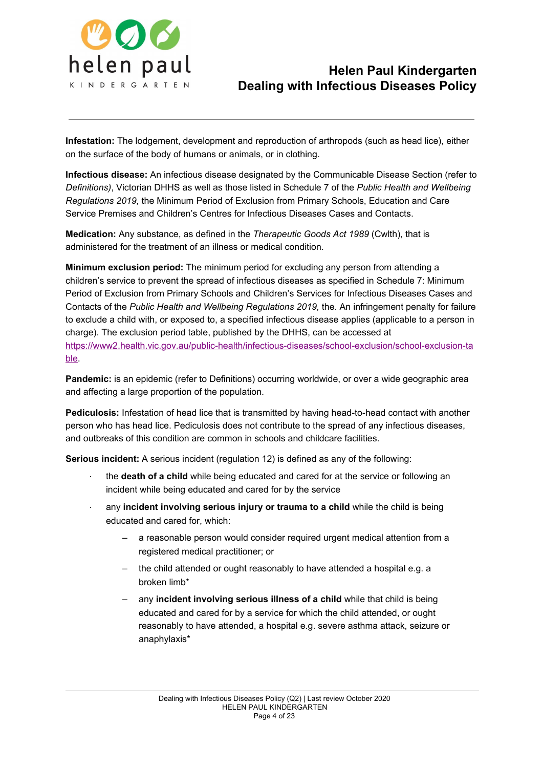**Infestation:** The lodgement, development and reproduction of arthropods (such as head lice), either on the surface of the body of humans or animals, or in clothing.

**Infectious disease:** An infectious disease designated by the Communicable Disease Section (refer to *Definitions)*, Victorian DHHS as well as those listed in Schedule 7 of the *Public Health and Wellbeing Regulations 2019,* the Minimum Period of Exclusion from Primary Schools, Education and Care Service Premises and Children's Centres for Infectious Diseases Cases and Contacts.

**Medication:** Any substance, as defined in the *Therapeutic Goods Act 1989* (Cwlth), that is administered for the treatment of an illness or medical condition.

**Minimum exclusion period:** The minimum period for excluding any person from attending a children's service to prevent the spread of infectious diseases as specified in Schedule 7: Minimum Period of Exclusion from Primary Schools and Children's Services for Infectious Diseases Cases and Contacts of the *Public Health and Wellbeing Regulations 2019,* the. An infringement penalty for failure to exclude a child with, or exposed to, a specified infectious disease applies (applicable to a person in charge). The exclusion period table, published by the DHHS, can be accessed at [https://www2.health.vic.gov.au/public-health/infectious-diseases/school-exclusion/school-exclusion-table](https://www2.health.vic.gov.au/public-health/infectious-diseases/school-exclusion/school-exclusion-table).

**Pandemic:** is an epidemic (refer to Definitions) occurring worldwide, or over a wide geographic area and affecting a large proportion of the population.

**Pediculosis:** Infestation of head lice that is transmitted by having head-to-head contact with another person who has head lice. Pediculosis does not contribute to the spread of any infectious diseases, and outbreaks of this condition are common in schools and childcare facilities.

**Serious incident:** A serious incident (regulation 12) is defined as any of the following:

- the **death of a child** while being educated and cared for at the service or following an incident while being educated and cared for by the service
- any **incident involving serious injury or trauma to a child** while the child is being educated and cared for, which:
  - a reasonable person would consider required urgent medical attention from a registered medical practitioner; or
  - the child attended or ought reasonably to have attended a hospital e.g. a broken limb*
  - any **incident involving serious illness of a child** while that child is being educated and cared for by a service for which the child attended, or ought reasonably to have attended, a hospital e.g. severe asthma attack, seizure or anaphylaxis*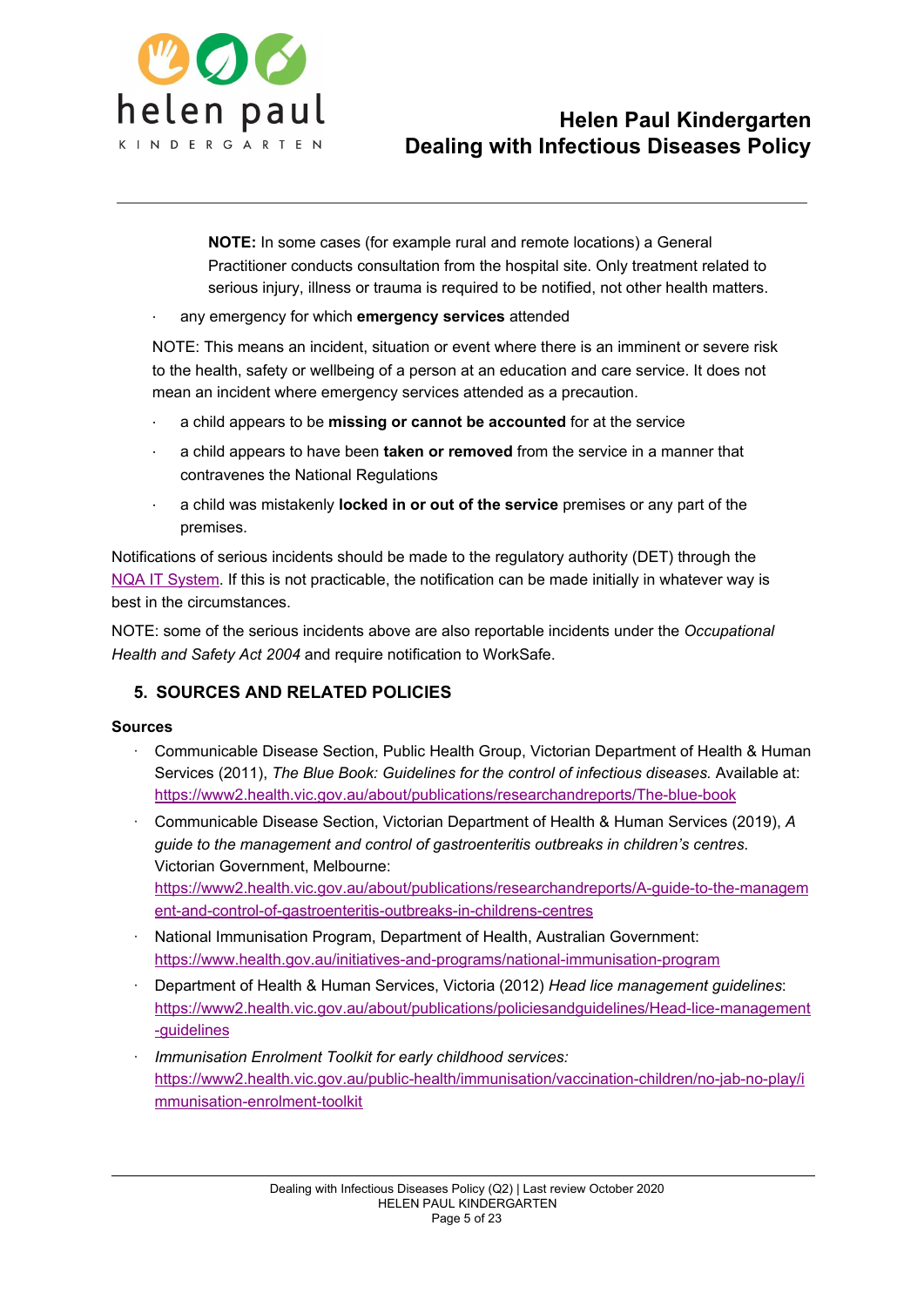**NOTE:** In some cases (for example rural and remote locations) a General Practitioner conducts consultation from the hospital site. Only treatment related to serious injury, illness or trauma is required to be notified, not other health matters.

- any emergency for which **emergency services** attended

NOTE: This means an incident, situation or event where there is an imminent or severe risk to the health, safety or wellbeing of a person at an education and care service. It does not mean an incident where emergency services attended as a precaution.

- a child appears to be **missing or cannot be accounted** for at the service
- a child appears to have been **taken or removed** from the service in a manner that contravenes the National Regulations
- a child was mistakenly **locked in or out of the service** premises or any part of the premises.

Notifications of serious incidents should be made to the regulatory authority (DET) through the [NQA IT System](). If this is not practicable, the notification can be made initially in whatever way is best in the circumstances.

NOTE: some of the serious incidents above are also reportable incidents under the *Occupational Health and Safety Act 2004* and require notification to WorkSafe.

## 5. SOURCES AND RELATED POLICIES

### Sources

- Communicable Disease Section, Public Health Group, Victorian Department of Health & Human Services (2011), *The Blue Book: Guidelines for the control of infectious diseases.* Available at: https://www2.health.vic.gov.au/about/publications/researchandreports/The-blue-book
- Communicable Disease Section, Victorian Department of Health & Human Services (2019), *A guide to the management and control of gastroenteritis outbreaks in children's centres*. Victorian Government, Melbourne: https://www2.health.vic.gov.au/about/publications/researchandreports/A-guide-to-the-management-and-control-of-gastroenteritis-outbreaks-in-childrens-centres
- National Immunisation Program, Department of Health, Australian Government: https://www.health.gov.au/initiatives-and-programs/national-immunisation-program
- Department of Health & Human Services, Victoria (2012) *Head lice management guidelines*: https://www2.health.vic.gov.au/about/publications/policiesandguidelines/Head-lice-management-guidelines
- *Immunisation Enrolment Toolkit for early childhood services:* https://www2.health.vic.gov.au/public-health/immunisation/vaccination-children/no-jab-no-play/immunisation-enrolment-toolkit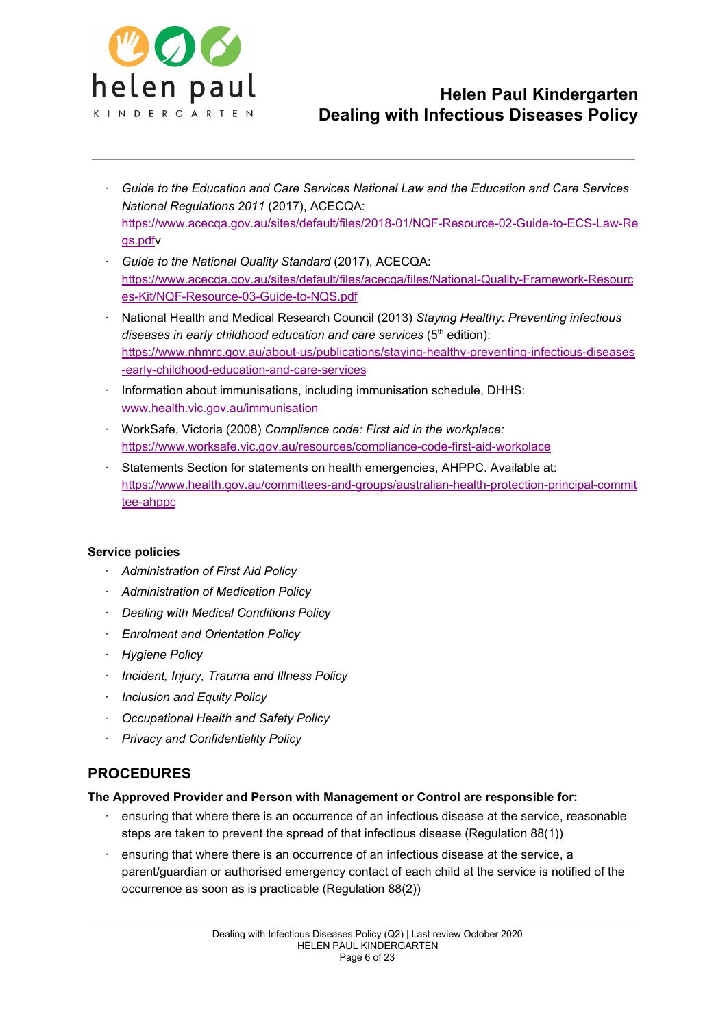- *Guide to the Education and Care Services National Law and the Education and Care Services National Regulations 2011* (2017), ACECQA: https://www.acecqa.gov.au/sites/default/files/2018-01/NQF-Resource-02-Guide-to-ECS-Law-Regs.pdfv
- *Guide to the National Quality Standard* (2017), ACECQA: https://www.acecqa.gov.au/sites/default/files/acecqa/files/National-Quality-Framework-Resources-Kit/NQF-Resource-03-Guide-to-NQS.pdf
- National Health and Medical Research Council (2013) *Staying Healthy: Preventing infectious diseases in early childhood education and care services* (5th edition): https://www.nhmrc.gov.au/about-us/publications/staying-healthy-preventing-infectious-diseases-early-childhood-education-and-care-services
- Information about immunisations, including immunisation schedule, DHHS: www.health.vic.gov.au/immunisation
- WorkSafe, Victoria (2008) *Compliance code: First aid in the workplace:* https://www.worksafe.vic.gov.au/resources/compliance-code-first-aid-workplace
- Statements Section for statements on health emergencies, AHPPC. Available at: https://www.health.gov.au/committees-and-groups/australian-health-protection-principal-committee-ahppc

**Service policies**

- *Administration of First Aid Policy*
- *Administration of Medication Policy*
- *Dealing with Medical Conditions Policy*
- *Enrolment and Orientation Policy*
- *Hygiene Policy*
- *Incident, Injury, Trauma and Illness Policy*
- *Inclusion and Equity Policy*
- *Occupational Health and Safety Policy*
- *Privacy and Confidentiality Policy*

## PROCEDURES

**The Approved Provider and Person with Management or Control are responsible for:**

- ensuring that where there is an occurrence of an infectious disease at the service, reasonable steps are taken to prevent the spread of that infectious disease (Regulation 88(1))
- ensuring that where there is an occurrence of an infectious disease at the service, a parent/guardian or authorised emergency contact of each child at the service is notified of the occurrence as soon as is practicable (Regulation 88(2))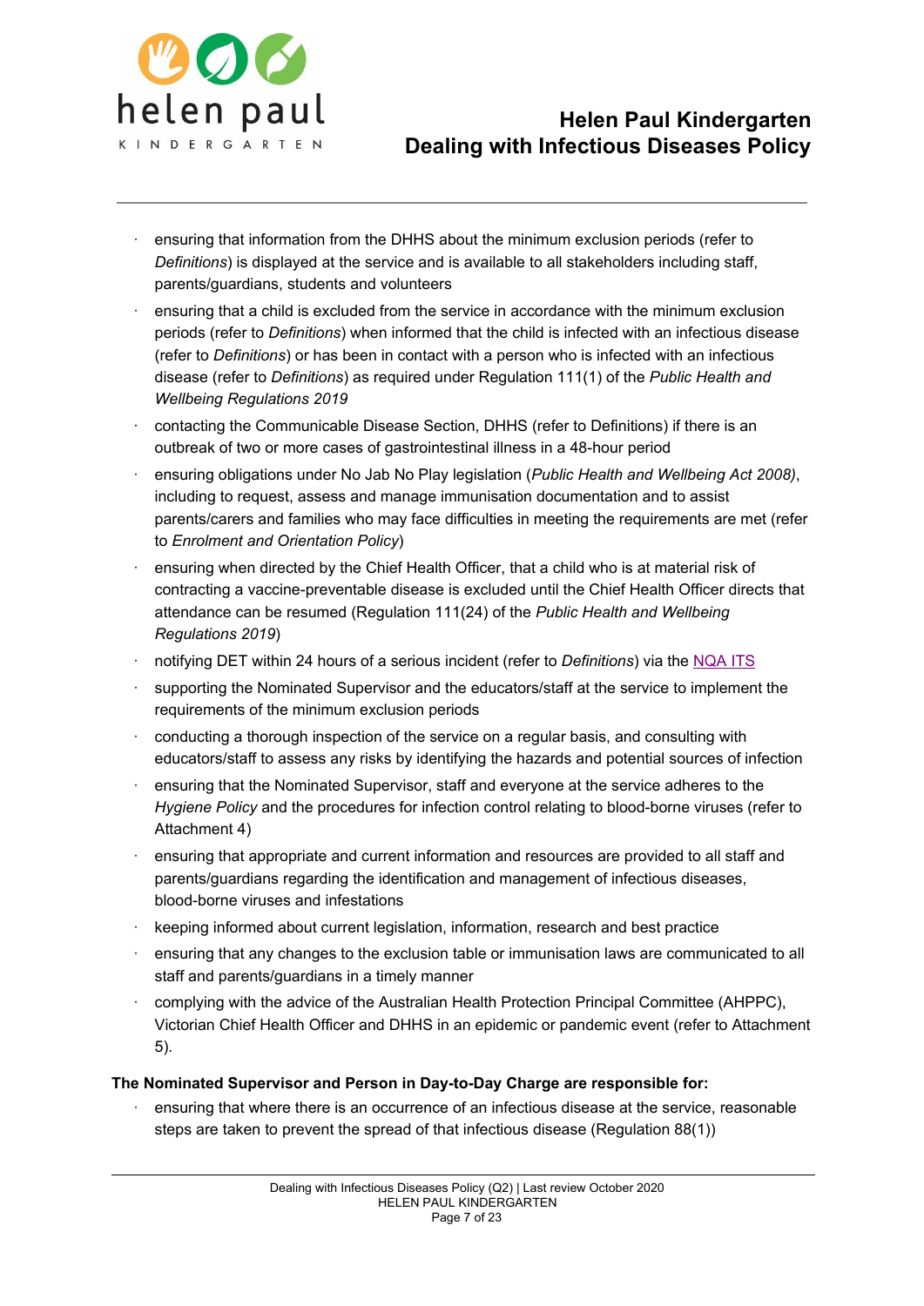- ensuring that information from the DHHS about the minimum exclusion periods (refer to *Definitions*) is displayed at the service and is available to all stakeholders including staff, parents/guardians, students and volunteers
- ensuring that a child is excluded from the service in accordance with the minimum exclusion periods (refer to *Definitions*) when informed that the child is infected with an infectious disease (refer to *Definitions*) or has been in contact with a person who is infected with an infectious disease (refer to *Definitions*) as required under Regulation 111(1) of the *Public Health and Wellbeing Regulations 2019*
- contacting the Communicable Disease Section, DHHS (refer to Definitions) if there is an outbreak of two or more cases of gastrointestinal illness in a 48-hour period
- ensuring obligations under No Jab No Play legislation (*Public Health and Wellbeing Act 2008)*, including to request, assess and manage immunisation documentation and to assist parents/carers and families who may face difficulties in meeting the requirements are met (refer to *Enrolment and Orientation Policy*)
- ensuring when directed by the Chief Health Officer, that a child who is at material risk of contracting a vaccine-preventable disease is excluded until the Chief Health Officer directs that attendance can be resumed (Regulation 111(24) of the *Public Health and Wellbeing Regulations 2019*)
- notifying DET within 24 hours of a serious incident (refer to *Definitions*) via the NQA ITS
- supporting the Nominated Supervisor and the educators/staff at the service to implement the requirements of the minimum exclusion periods
- conducting a thorough inspection of the service on a regular basis, and consulting with educators/staff to assess any risks by identifying the hazards and potential sources of infection
- ensuring that the Nominated Supervisor, staff and everyone at the service adheres to the *Hygiene Policy* and the procedures for infection control relating to blood-borne viruses (refer to Attachment 4)
- ensuring that appropriate and current information and resources are provided to all staff and parents/guardians regarding the identification and management of infectious diseases, blood-borne viruses and infestations
- keeping informed about current legislation, information, research and best practice
- ensuring that any changes to the exclusion table or immunisation laws are communicated to all staff and parents/guardians in a timely manner
- complying with the advice of the Australian Health Protection Principal Committee (AHPPC), Victorian Chief Health Officer and DHHS in an epidemic or pandemic event (refer to Attachment 5).

**The Nominated Supervisor and Person in Day-to-Day Charge are responsible for:**

- ensuring that where there is an occurrence of an infectious disease at the service, reasonable steps are taken to prevent the spread of that infectious disease (Regulation 88(1))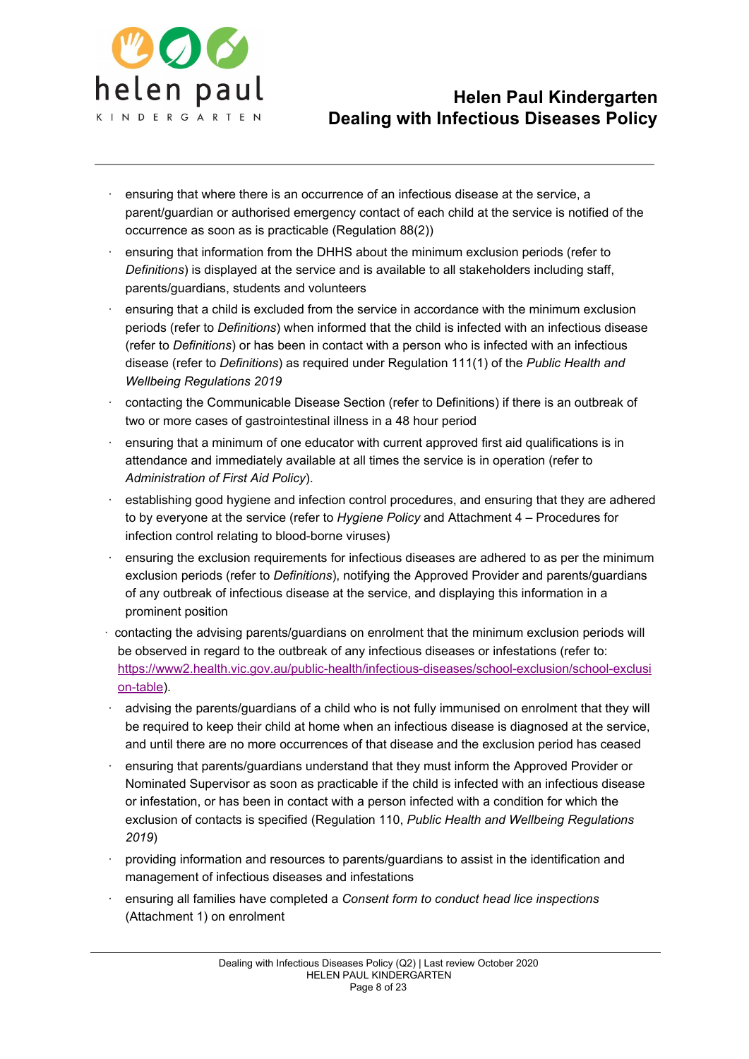- ensuring that where there is an occurrence of an infectious disease at the service, a parent/guardian or authorised emergency contact of each child at the service is notified of the occurrence as soon as is practicable (Regulation 88(2))
- ensuring that information from the DHHS about the minimum exclusion periods (refer to *Definitions*) is displayed at the service and is available to all stakeholders including staff, parents/guardians, students and volunteers
- ensuring that a child is excluded from the service in accordance with the minimum exclusion periods (refer to *Definitions*) when informed that the child is infected with an infectious disease (refer to *Definitions*) or has been in contact with a person who is infected with an infectious disease (refer to *Definitions*) as required under Regulation 111(1) of the *Public Health and Wellbeing Regulations 2019*
- contacting the Communicable Disease Section (refer to Definitions) if there is an outbreak of two or more cases of gastrointestinal illness in a 48 hour period
- ensuring that a minimum of one educator with current approved first aid qualifications is in attendance and immediately available at all times the service is in operation (refer to *Administration of First Aid Policy*).
- establishing good hygiene and infection control procedures, and ensuring that they are adhered to by everyone at the service (refer to *Hygiene Policy* and Attachment 4 – Procedures for infection control relating to blood-borne viruses)
- ensuring the exclusion requirements for infectious diseases are adhered to as per the minimum exclusion periods (refer to *Definitions*), notifying the Approved Provider and parents/guardians of any outbreak of infectious disease at the service, and displaying this information in a prominent position
- contacting the advising parents/guardians on enrolment that the minimum exclusion periods will be observed in regard to the outbreak of any infectious diseases or infestations (refer to: [https://www2.health.vic.gov.au/public-health/infectious-diseases/school-exclusion/school-exclusion-table](https://www2.health.vic.gov.au/public-health/infectious-diseases/school-exclusion/school-exclusion-table)).
- advising the parents/guardians of a child who is not fully immunised on enrolment that they will be required to keep their child at home when an infectious disease is diagnosed at the service, and until there are no more occurrences of that disease and the exclusion period has ceased
- ensuring that parents/guardians understand that they must inform the Approved Provider or Nominated Supervisor as soon as practicable if the child is infected with an infectious disease or infestation, or has been in contact with a person infected with a condition for which the exclusion of contacts is specified (Regulation 110, *Public Health and Wellbeing Regulations 2019*)
- providing information and resources to parents/guardians to assist in the identification and management of infectious diseases and infestations
- ensuring all families have completed a *Consent form to conduct head lice inspections* (Attachment 1) on enrolment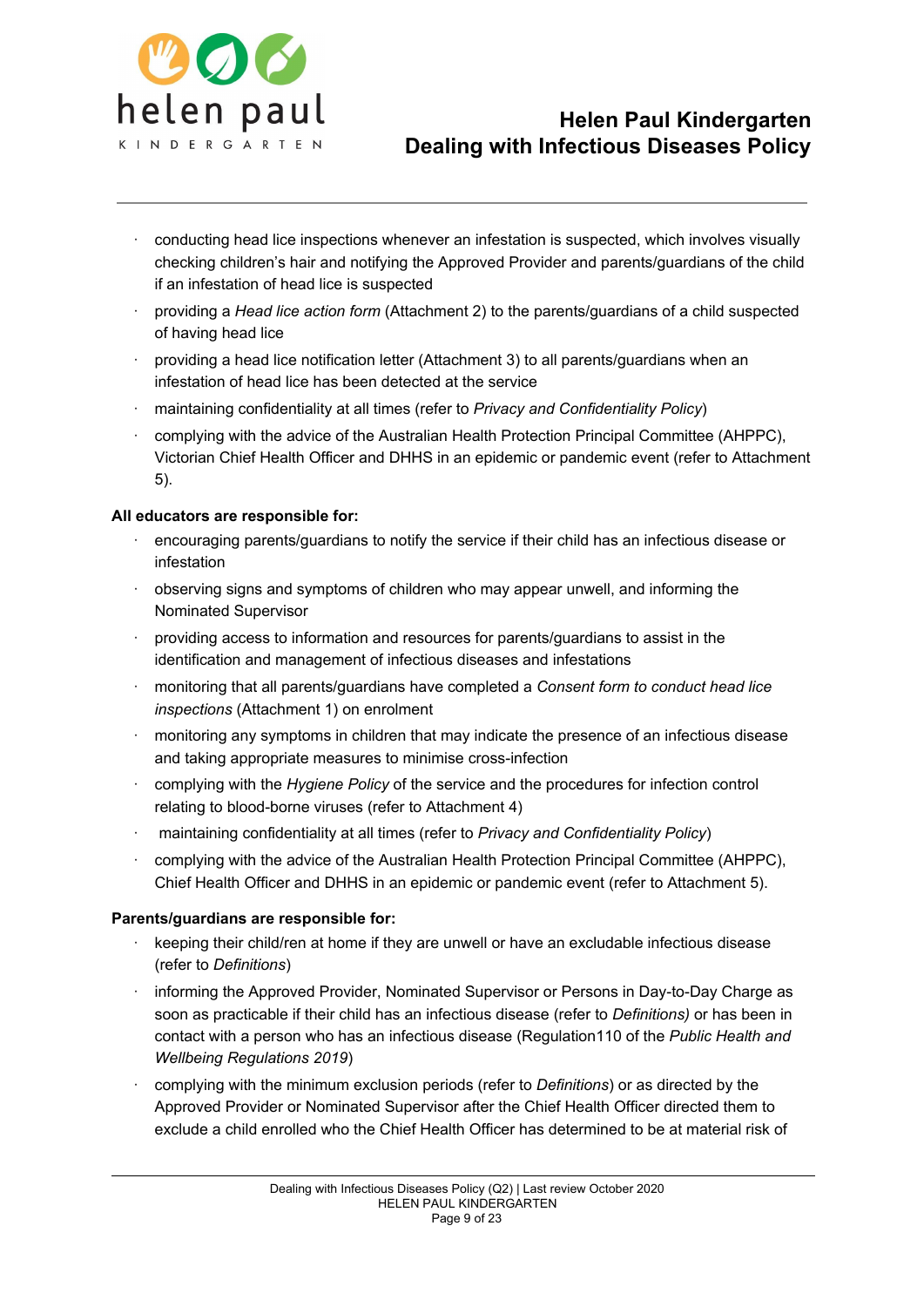- conducting head lice inspections whenever an infestation is suspected, which involves visually checking children's hair and notifying the Approved Provider and parents/guardians of the child if an infestation of head lice is suspected
- providing a *Head lice action form* (Attachment 2) to the parents/guardians of a child suspected of having head lice
- providing a head lice notification letter (Attachment 3) to all parents/guardians when an infestation of head lice has been detected at the service
- maintaining confidentiality at all times (refer to *Privacy and Confidentiality Policy*)
- complying with the advice of the Australian Health Protection Principal Committee (AHPPC), Victorian Chief Health Officer and DHHS in an epidemic or pandemic event (refer to Attachment 5).

**All educators are responsible for:**

- encouraging parents/guardians to notify the service if their child has an infectious disease or infestation
- observing signs and symptoms of children who may appear unwell, and informing the Nominated Supervisor
- providing access to information and resources for parents/guardians to assist in the identification and management of infectious diseases and infestations
- monitoring that all parents/guardians have completed a *Consent form to conduct head lice inspections* (Attachment 1) on enrolment
- monitoring any symptoms in children that may indicate the presence of an infectious disease and taking appropriate measures to minimise cross-infection
- complying with the *Hygiene Policy* of the service and the procedures for infection control relating to blood-borne viruses (refer to Attachment 4)
- maintaining confidentiality at all times (refer to *Privacy and Confidentiality Policy*)
- complying with the advice of the Australian Health Protection Principal Committee (AHPPC), Chief Health Officer and DHHS in an epidemic or pandemic event (refer to Attachment 5).

**Parents/guardians are responsible for:**

- keeping their child/ren at home if they are unwell or have an excludable infectious disease (refer to *Definitions*)
- informing the Approved Provider, Nominated Supervisor or Persons in Day-to-Day Charge as soon as practicable if their child has an infectious disease (refer to *Definitions)* or has been in contact with a person who has an infectious disease (Regulation110 of the *Public Health and Wellbeing Regulations 2019*)
- complying with the minimum exclusion periods (refer to *Definitions*) or as directed by the Approved Provider or Nominated Supervisor after the Chief Health Officer directed them to exclude a child enrolled who the Chief Health Officer has determined to be at material risk of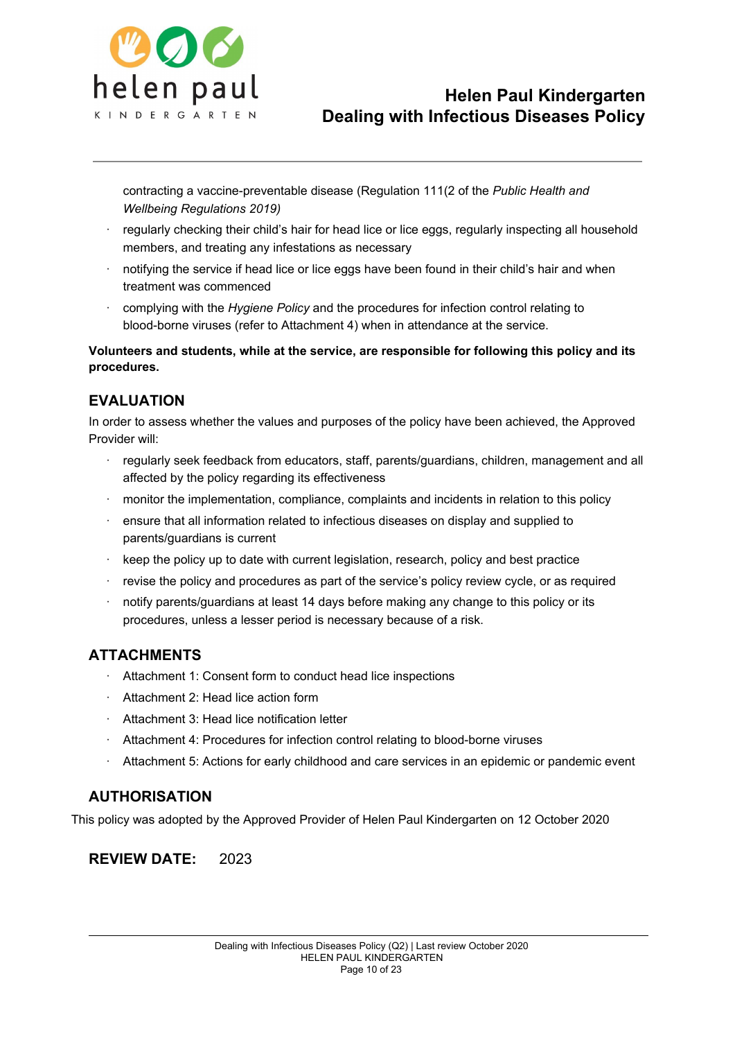contracting a vaccine-preventable disease (Regulation 111(2 of the *Public Health and Wellbeing Regulations 2019)*

- regularly checking their child's hair for head lice or lice eggs, regularly inspecting all household members, and treating any infestations as necessary
- notifying the service if head lice or lice eggs have been found in their child's hair and when treatment was commenced
- complying with the *Hygiene Policy* and the procedures for infection control relating to blood-borne viruses (refer to Attachment 4) when in attendance at the service.

**Volunteers and students, while at the service, are responsible for following this policy and its procedures.**

## EVALUATION

In order to assess whether the values and purposes of the policy have been achieved, the Approved Provider will:

- regularly seek feedback from educators, staff, parents/guardians, children, management and all affected by the policy regarding its effectiveness
- monitor the implementation, compliance, complaints and incidents in relation to this policy
- ensure that all information related to infectious diseases on display and supplied to parents/guardians is current
- keep the policy up to date with current legislation, research, policy and best practice
- revise the policy and procedures as part of the service's policy review cycle, or as required
- notify parents/guardians at least 14 days before making any change to this policy or its procedures, unless a lesser period is necessary because of a risk.

## ATTACHMENTS

- Attachment 1: Consent form to conduct head lice inspections
- Attachment 2: Head lice action form
- Attachment 3: Head lice notification letter
- Attachment 4: Procedures for infection control relating to blood-borne viruses
- Attachment 5: Actions for early childhood and care services in an epidemic or pandemic event

## AUTHORISATION

This policy was adopted by the Approved Provider of Helen Paul Kindergarten on 12 October 2020

**REVIEW DATE:** 2023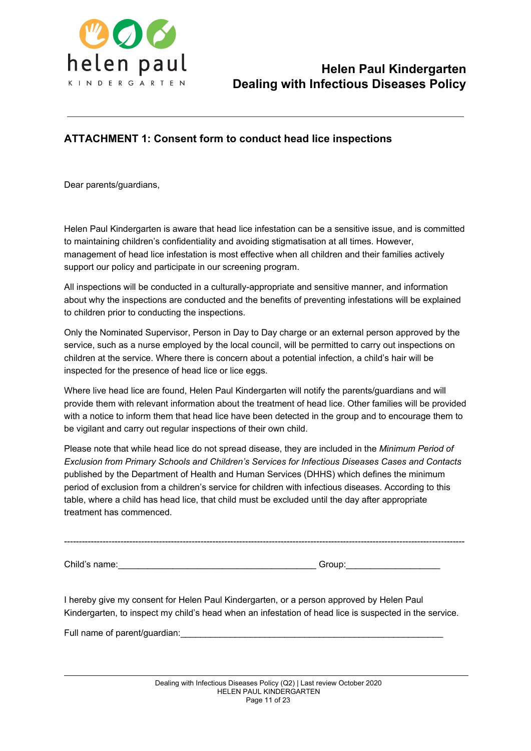## ATTACHMENT 1: Consent form to conduct head lice inspections

Dear parents/guardians,

Helen Paul Kindergarten is aware that head lice infestation can be a sensitive issue, and is committed to maintaining children's confidentiality and avoiding stigmatisation at all times. However, management of head lice infestation is most effective when all children and their families actively support our policy and participate in our screening program.

All inspections will be conducted in a culturally-appropriate and sensitive manner, and information about why the inspections are conducted and the benefits of preventing infestations will be explained to children prior to conducting the inspections.

Only the Nominated Supervisor, Person in Day to Day charge or an external person approved by the service, such as a nurse employed by the local council, will be permitted to carry out inspections on children at the service. Where there is concern about a potential infection, a child's hair will be inspected for the presence of head lice or lice eggs.

Where live head lice are found, Helen Paul Kindergarten will notify the parents/guardians and will provide them with relevant information about the treatment of head lice. Other families will be provided with a notice to inform them that head lice have been detected in the group and to encourage them to be vigilant and carry out regular inspections of their own child.

Please note that while head lice do not spread disease, they are included in the *Minimum Period of Exclusion from Primary Schools and Children's Services for Infectious Diseases Cases and Contacts* published by the Department of Health and Human Services (DHHS) which defines the minimum period of exclusion from a children's service for children with infectious diseases. According to this table, where a child has head lice, that child must be excluded until the day after appropriate treatment has commenced.

---

Child's name:________________________________________ Group:___________________

I hereby give my consent for Helen Paul Kindergarten, or a person approved by Helen Paul Kindergarten, to inspect my child's head when an infestation of head lice is suspected in the service.

Full name of parent/guardian:______________________________________________________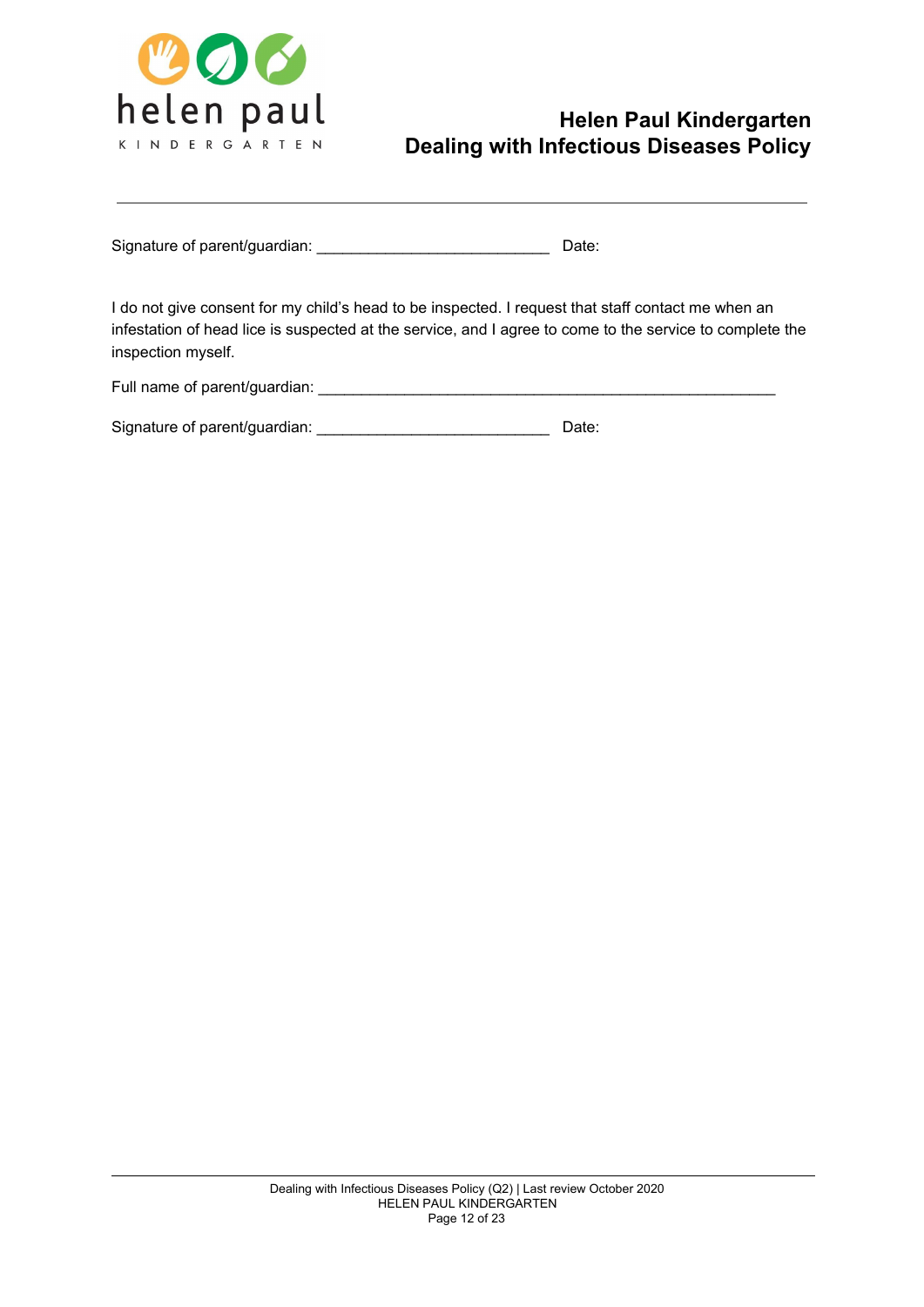Signature of parent/guardian: ___________________________ Date:

I do not give consent for my child's head to be inspected. I request that staff contact me when an infestation of head lice is suspected at the service, and I agree to come to the service to complete the inspection myself.

Full name of parent/guardian: _____________________________________________________

Signature of parent/guardian: ___________________________ Date: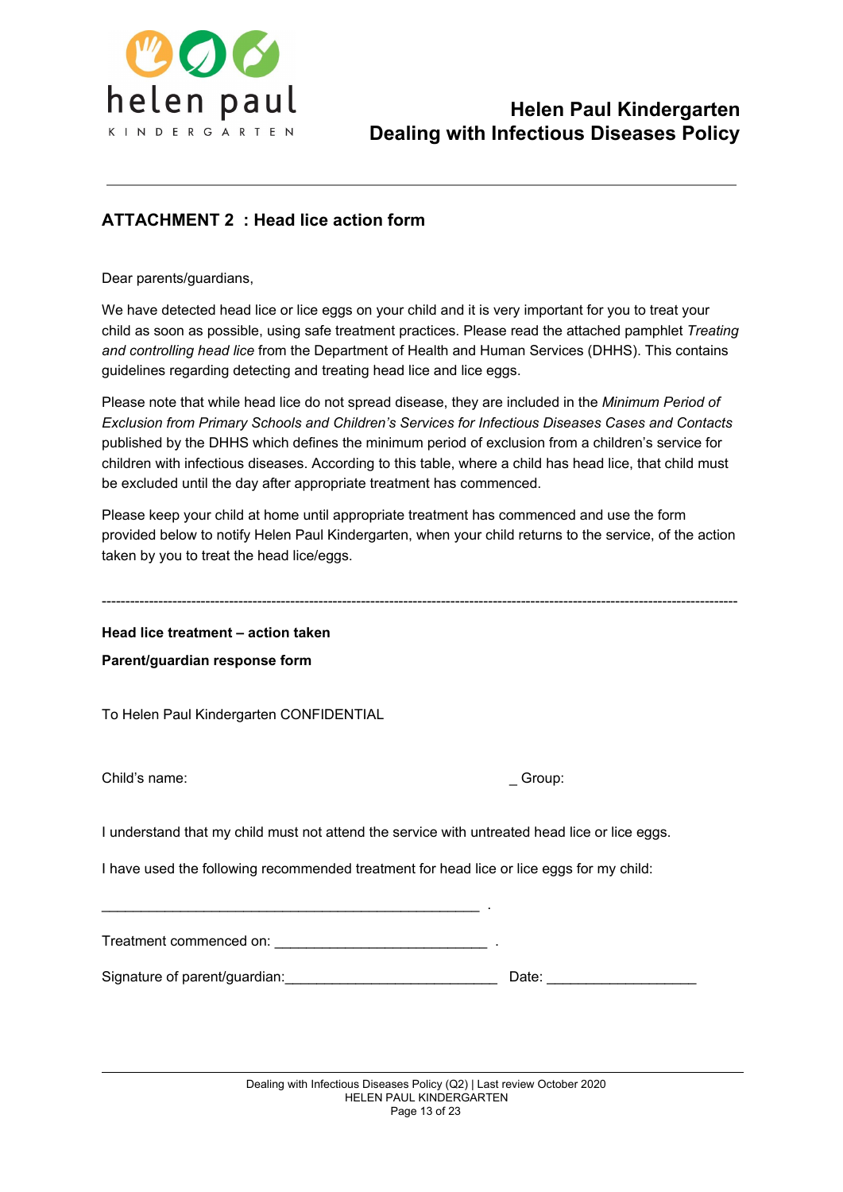## ATTACHMENT 2 : Head lice action form

Dear parents/guardians,

We have detected head lice or lice eggs on your child and it is very important for you to treat your child as soon as possible, using safe treatment practices. Please read the attached pamphlet *Treating and controlling head lice* from the Department of Health and Human Services (DHHS). This contains guidelines regarding detecting and treating head lice and lice eggs.

Please note that while head lice do not spread disease, they are included in the *Minimum Period of Exclusion from Primary Schools and Children's Services for Infectious Diseases Cases and Contacts* published by the DHHS which defines the minimum period of exclusion from a children's service for children with infectious diseases. According to this table, where a child has head lice, that child must be excluded until the day after appropriate treatment has commenced.

Please keep your child at home until appropriate treatment has commenced and use the form provided below to notify Helen Paul Kindergarten, when your child returns to the service, of the action taken by you to treat the head lice/eggs.

---

**Head lice treatment – action taken**

**Parent/guardian response form**

To Helen Paul Kindergarten CONFIDENTIAL

Child's name: _ Group:

I understand that my child must not attend the service with untreated head lice or lice eggs.

I have used the following recommended treatment for head lice or lice eggs for my child:

_________________________________________________ .

Treatment commenced on: ___________________________ .

Signature of parent/guardian:___________________________ Date: ___________________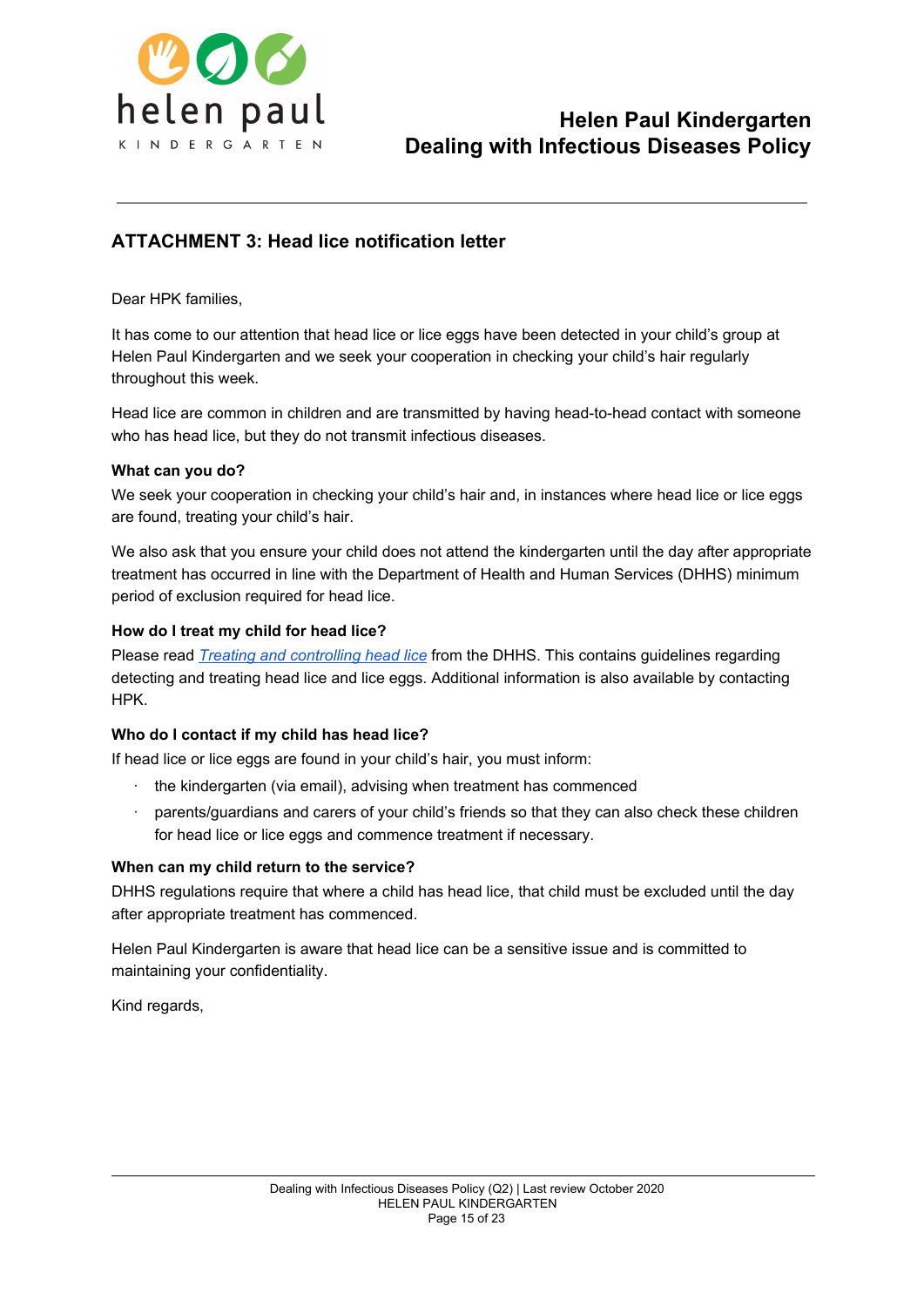## ATTACHMENT 3: Head lice notification letter

Dear HPK families,

It has come to our attention that head lice or lice eggs have been detected in your child's group at Helen Paul Kindergarten and we seek your cooperation in checking your child's hair regularly throughout this week.

Head lice are common in children and are transmitted by having head-to-head contact with someone who has head lice, but they do not transmit infectious diseases.

**What can you do?**

We seek your cooperation in checking your child's hair and, in instances where head lice or lice eggs are found, treating your child's hair.

We also ask that you ensure your child does not attend the kindergarten until the day after appropriate treatment has occurred in line with the Department of Health and Human Services (DHHS) minimum period of exclusion required for head lice.

**How do I treat my child for head lice?**

Please read *Treating and controlling head lice* from the DHHS. This contains guidelines regarding detecting and treating head lice and lice eggs. Additional information is also available by contacting HPK.

**Who do I contact if my child has head lice?**

If head lice or lice eggs are found in your child's hair, you must inform:

- the kindergarten (via email), advising when treatment has commenced
- parents/guardians and carers of your child's friends so that they can also check these children for head lice or lice eggs and commence treatment if necessary.

**When can my child return to the service?**

DHHS regulations require that where a child has head lice, that child must be excluded until the day after appropriate treatment has commenced.

Helen Paul Kindergarten is aware that head lice can be a sensitive issue and is committed to maintaining your confidentiality.

Kind regards,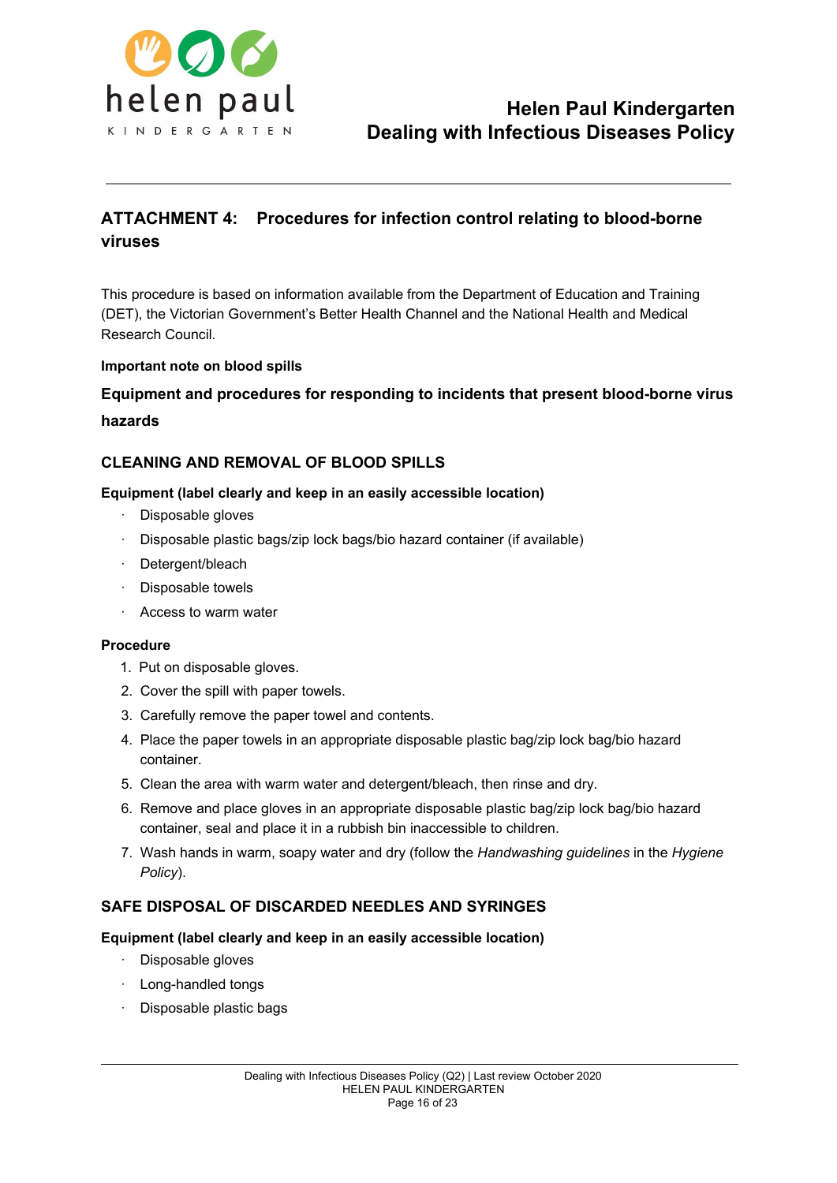## ATTACHMENT 4: Procedures for infection control relating to blood-borne viruses

This procedure is based on information available from the Department of Education and Training (DET), the Victorian Government's Better Health Channel and the National Health and Medical Research Council.

**Important note on blood spills**

### Equipment and procedures for responding to incidents that present blood-borne virus hazards

### CLEANING AND REMOVAL OF BLOOD SPILLS

**Equipment (label clearly and keep in an easily accessible location)**

- Disposable gloves
- Disposable plastic bags/zip lock bags/bio hazard container (if available)
- Detergent/bleach
- Disposable towels
- Access to warm water

**Procedure**

1. Put on disposable gloves.
2. Cover the spill with paper towels.
3. Carefully remove the paper towel and contents.
4. Place the paper towels in an appropriate disposable plastic bag/zip lock bag/bio hazard container.
5. Clean the area with warm water and detergent/bleach, then rinse and dry.
6. Remove and place gloves in an appropriate disposable plastic bag/zip lock bag/bio hazard container, seal and place it in a rubbish bin inaccessible to children.
7. Wash hands in warm, soapy water and dry (follow the *Handwashing guidelines* in the *Hygiene Policy*).

### SAFE DISPOSAL OF DISCARDED NEEDLES AND SYRINGES

**Equipment (label clearly and keep in an easily accessible location)**

- Disposable gloves
- Long-handled tongs
- Disposable plastic bags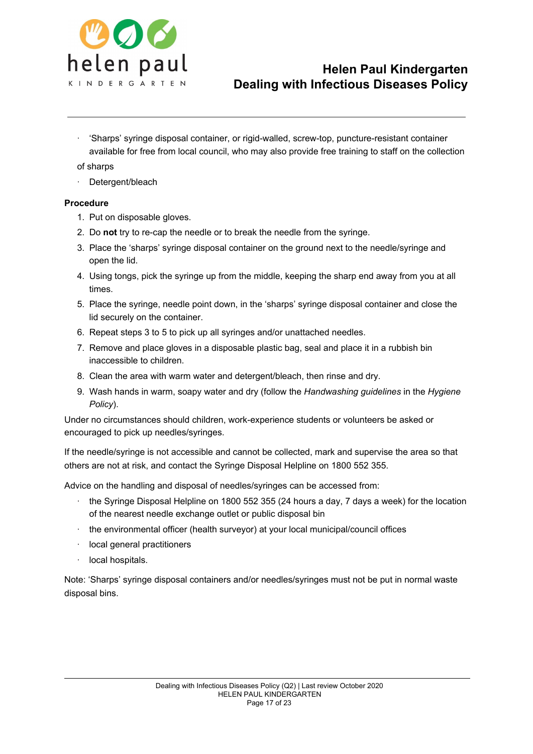- 'Sharps' syringe disposal container, or rigid-walled, screw-top, puncture-resistant container available for free from local council, who may also provide free training to staff on the collection of sharps
- Detergent/bleach

**Procedure**

1. Put on disposable gloves.
2. Do **not** try to re-cap the needle or to break the needle from the syringe.
3. Place the 'sharps' syringe disposal container on the ground next to the needle/syringe and open the lid.
4. Using tongs, pick the syringe up from the middle, keeping the sharp end away from you at all times.
5. Place the syringe, needle point down, in the 'sharps' syringe disposal container and close the lid securely on the container.
6. Repeat steps 3 to 5 to pick up all syringes and/or unattached needles.
7. Remove and place gloves in a disposable plastic bag, seal and place it in a rubbish bin inaccessible to children.
8. Clean the area with warm water and detergent/bleach, then rinse and dry.
9. Wash hands in warm, soapy water and dry (follow the *Handwashing guidelines* in the *Hygiene Policy*).

Under no circumstances should children, work-experience students or volunteers be asked or encouraged to pick up needles/syringes.

If the needle/syringe is not accessible and cannot be collected, mark and supervise the area so that others are not at risk, and contact the Syringe Disposal Helpline on 1800 552 355.

Advice on the handling and disposal of needles/syringes can be accessed from:

- the Syringe Disposal Helpline on 1800 552 355 (24 hours a day, 7 days a week) for the location of the nearest needle exchange outlet or public disposal bin
- the environmental officer (health surveyor) at your local municipal/council offices
- local general practitioners
- local hospitals.

Note: 'Sharps' syringe disposal containers and/or needles/syringes must not be put in normal waste disposal bins.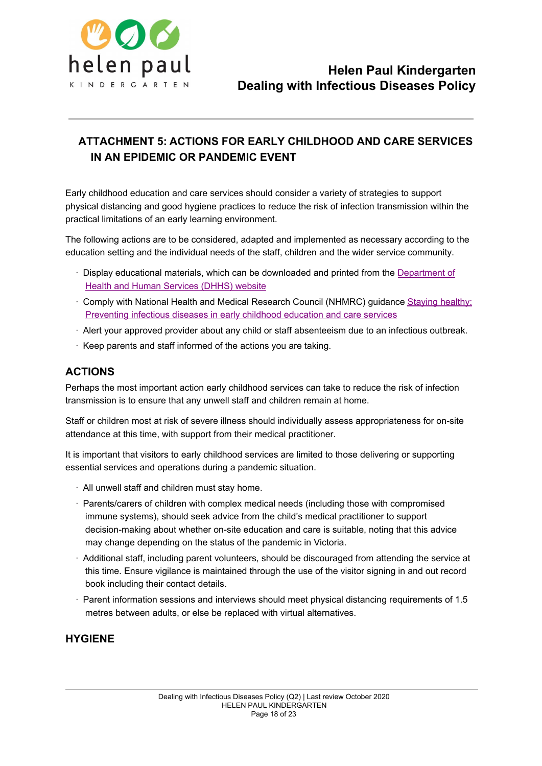## ATTACHMENT 5: ACTIONS FOR EARLY CHILDHOOD AND CARE SERVICES IN AN EPIDEMIC OR PANDEMIC EVENT

Early childhood education and care services should consider a variety of strategies to support physical distancing and good hygiene practices to reduce the risk of infection transmission within the practical limitations of an early learning environment.

The following actions are to be considered, adapted and implemented as necessary according to the education setting and the individual needs of the staff, children and the wider service community.

- Display educational materials, which can be downloaded and printed from the Department of Health and Human Services (DHHS) website
- Comply with National Health and Medical Research Council (NHMRC) guidance Staying healthy: Preventing infectious diseases in early childhood education and care services
- Alert your approved provider about any child or staff absenteeism due to an infectious outbreak.
- Keep parents and staff informed of the actions you are taking.

### ACTIONS

Perhaps the most important action early childhood services can take to reduce the risk of infection transmission is to ensure that any unwell staff and children remain at home.

Staff or children most at risk of severe illness should individually assess appropriateness for on-site attendance at this time, with support from their medical practitioner.

It is important that visitors to early childhood services are limited to those delivering or supporting essential services and operations during a pandemic situation.

- All unwell staff and children must stay home.
- Parents/carers of children with complex medical needs (including those with compromised immune systems), should seek advice from the child's medical practitioner to support decision-making about whether on-site education and care is suitable, noting that this advice may change depending on the status of the pandemic in Victoria.
- Additional staff, including parent volunteers, should be discouraged from attending the service at this time. Ensure vigilance is maintained through the use of the visitor signing in and out record book including their contact details.
- Parent information sessions and interviews should meet physical distancing requirements of 1.5 metres between adults, or else be replaced with virtual alternatives.

### HYGIENE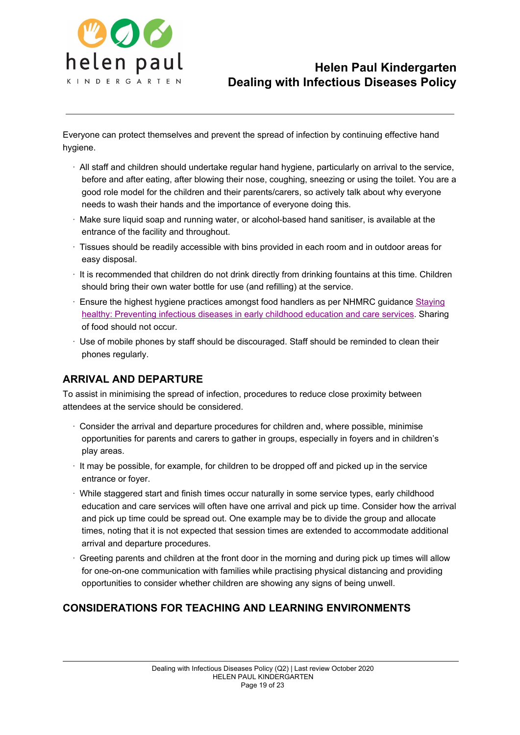Everyone can protect themselves and prevent the spread of infection by continuing effective hand hygiene.

- All staff and children should undertake regular hand hygiene, particularly on arrival to the service, before and after eating, after blowing their nose, coughing, sneezing or using the toilet. You are a good role model for the children and their parents/carers, so actively talk about why everyone needs to wash their hands and the importance of everyone doing this.
- Make sure liquid soap and running water, or alcohol-based hand sanitiser, is available at the entrance of the facility and throughout.
- Tissues should be readily accessible with bins provided in each room and in outdoor areas for easy disposal.
- It is recommended that children do not drink directly from drinking fountains at this time. Children should bring their own water bottle for use (and refilling) at the service.
- Ensure the highest hygiene practices amongst food handlers as per NHMRC guidance Staying healthy: Preventing infectious diseases in early childhood education and care services. Sharing of food should not occur.
- Use of mobile phones by staff should be discouraged. Staff should be reminded to clean their phones regularly.

## ARRIVAL AND DEPARTURE

To assist in minimising the spread of infection, procedures to reduce close proximity between attendees at the service should be considered.

- Consider the arrival and departure procedures for children and, where possible, minimise opportunities for parents and carers to gather in groups, especially in foyers and in children's play areas.
- It may be possible, for example, for children to be dropped off and picked up in the service entrance or foyer.
- While staggered start and finish times occur naturally in some service types, early childhood education and care services will often have one arrival and pick up time. Consider how the arrival and pick up time could be spread out. One example may be to divide the group and allocate times, noting that it is not expected that session times are extended to accommodate additional arrival and departure procedures.
- Greeting parents and children at the front door in the morning and during pick up times will allow for one-on-one communication with families while practising physical distancing and providing opportunities to consider whether children are showing any signs of being unwell.

## CONSIDERATIONS FOR TEACHING AND LEARNING ENVIRONMENTS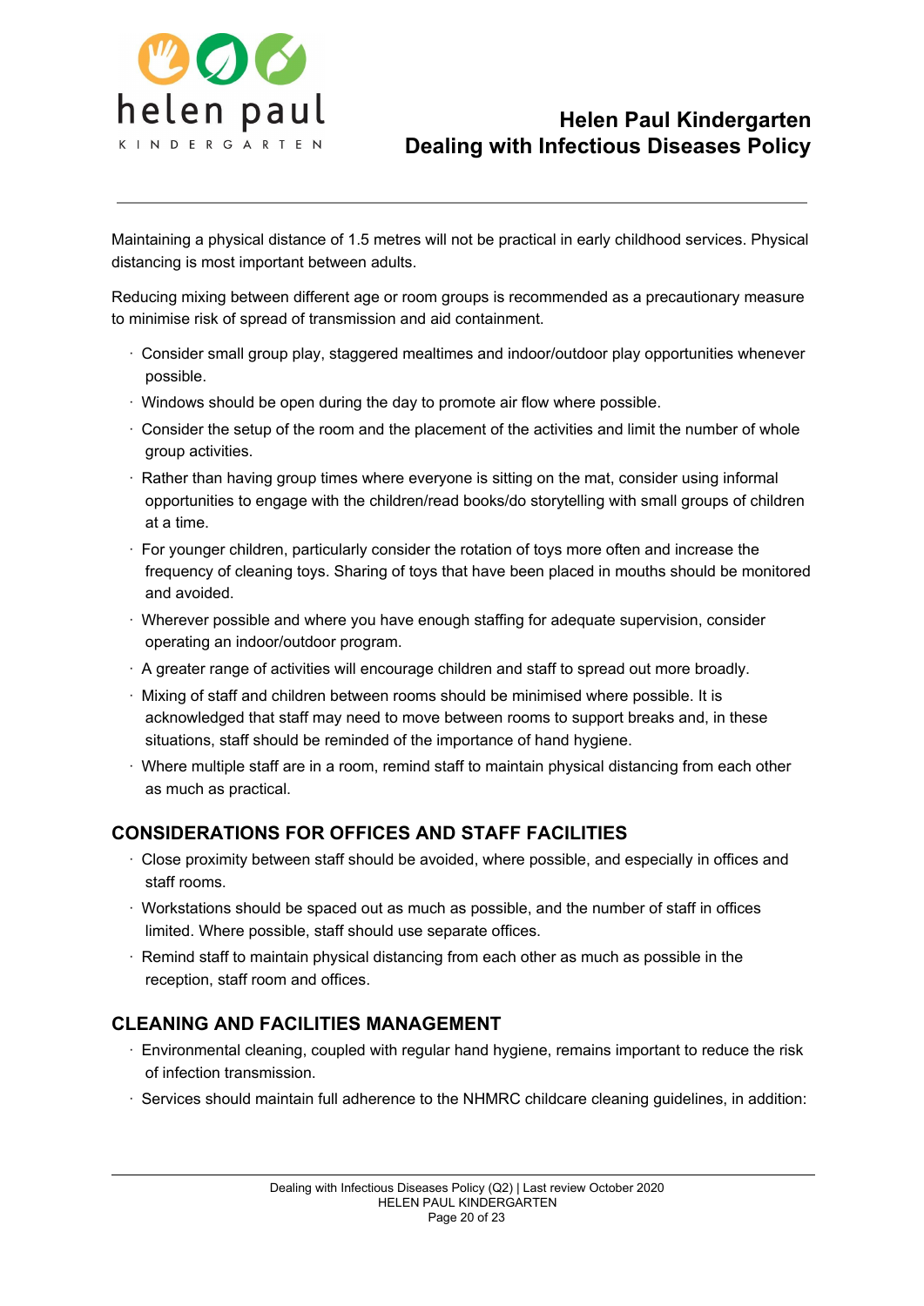Maintaining a physical distance of 1.5 metres will not be practical in early childhood services. Physical distancing is most important between adults.

Reducing mixing between different age or room groups is recommended as a precautionary measure to minimise risk of spread of transmission and aid containment.

- Consider small group play, staggered mealtimes and indoor/outdoor play opportunities whenever possible.
- Windows should be open during the day to promote air flow where possible.
- Consider the setup of the room and the placement of the activities and limit the number of whole group activities.
- Rather than having group times where everyone is sitting on the mat, consider using informal opportunities to engage with the children/read books/do storytelling with small groups of children at a time.
- For younger children, particularly consider the rotation of toys more often and increase the frequency of cleaning toys. Sharing of toys that have been placed in mouths should be monitored and avoided.
- Wherever possible and where you have enough staffing for adequate supervision, consider operating an indoor/outdoor program.
- A greater range of activities will encourage children and staff to spread out more broadly.
- Mixing of staff and children between rooms should be minimised where possible. It is acknowledged that staff may need to move between rooms to support breaks and, in these situations, staff should be reminded of the importance of hand hygiene.
- Where multiple staff are in a room, remind staff to maintain physical distancing from each other as much as practical.

## CONSIDERATIONS FOR OFFICES AND STAFF FACILITIES

- Close proximity between staff should be avoided, where possible, and especially in offices and staff rooms.
- Workstations should be spaced out as much as possible, and the number of staff in offices limited. Where possible, staff should use separate offices.
- Remind staff to maintain physical distancing from each other as much as possible in the reception, staff room and offices.

## CLEANING AND FACILITIES MANAGEMENT

- Environmental cleaning, coupled with regular hand hygiene, remains important to reduce the risk of infection transmission.
- Services should maintain full adherence to the NHMRC childcare cleaning guidelines, in addition: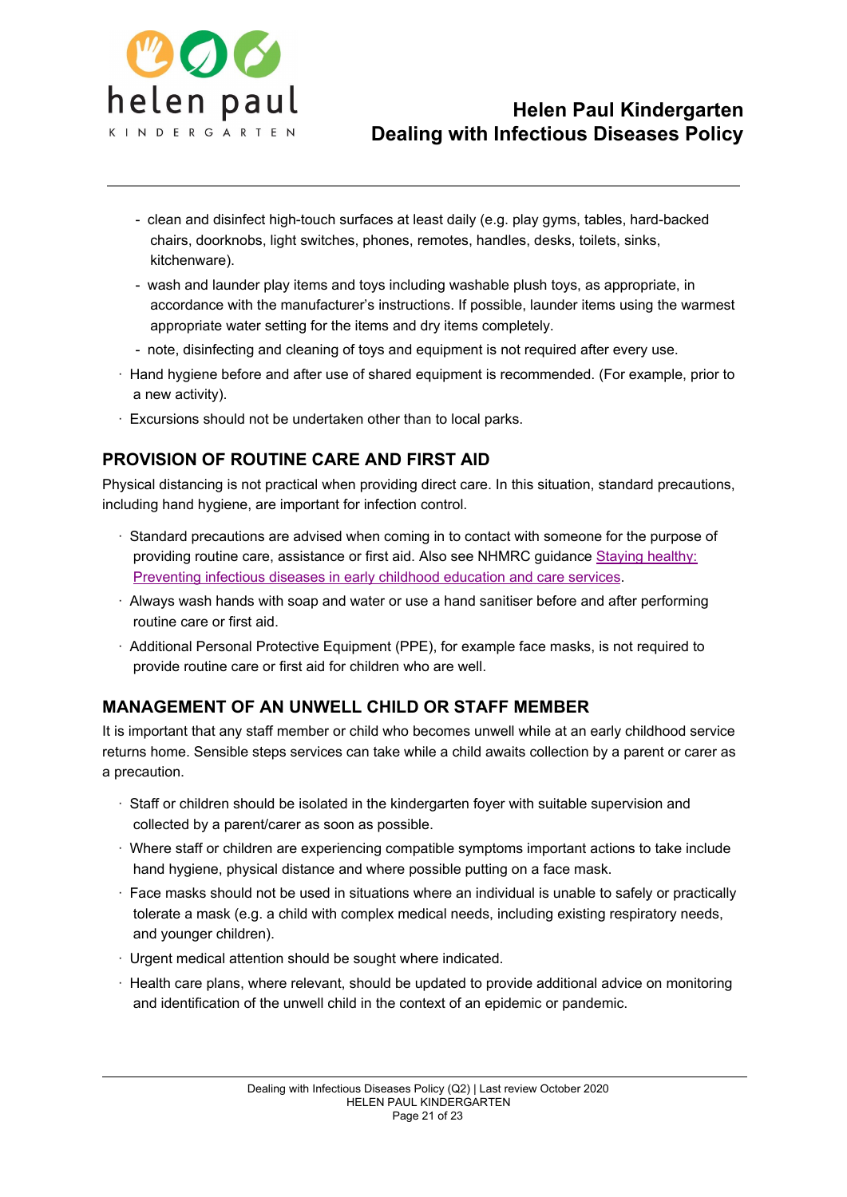- clean and disinfect high-touch surfaces at least daily (e.g. play gyms, tables, hard-backed chairs, doorknobs, light switches, phones, remotes, handles, desks, toilets, sinks, kitchenware).
- wash and launder play items and toys including washable plush toys, as appropriate, in accordance with the manufacturer's instructions. If possible, launder items using the warmest appropriate water setting for the items and dry items completely.
- note, disinfecting and cleaning of toys and equipment is not required after every use.

- Hand hygiene before and after use of shared equipment is recommended. (For example, prior to a new activity).
- Excursions should not be undertaken other than to local parks.

## PROVISION OF ROUTINE CARE AND FIRST AID

Physical distancing is not practical when providing direct care. In this situation, standard precautions, including hand hygiene, are important for infection control.

- Standard precautions are advised when coming in to contact with someone for the purpose of providing routine care, assistance or first aid. Also see NHMRC guidance Staying healthy: Preventing infectious diseases in early childhood education and care services.
- Always wash hands with soap and water or use a hand sanitiser before and after performing routine care or first aid.
- Additional Personal Protective Equipment (PPE), for example face masks, is not required to provide routine care or first aid for children who are well.

## MANAGEMENT OF AN UNWELL CHILD OR STAFF MEMBER

It is important that any staff member or child who becomes unwell while at an early childhood service returns home. Sensible steps services can take while a child awaits collection by a parent or carer as a precaution.

- Staff or children should be isolated in the kindergarten foyer with suitable supervision and collected by a parent/carer as soon as possible.
- Where staff or children are experiencing compatible symptoms important actions to take include hand hygiene, physical distance and where possible putting on a face mask.
- Face masks should not be used in situations where an individual is unable to safely or practically tolerate a mask (e.g. a child with complex medical needs, including existing respiratory needs, and younger children).
- Urgent medical attention should be sought where indicated.
- Health care plans, where relevant, should be updated to provide additional advice on monitoring and identification of the unwell child in the context of an epidemic or pandemic.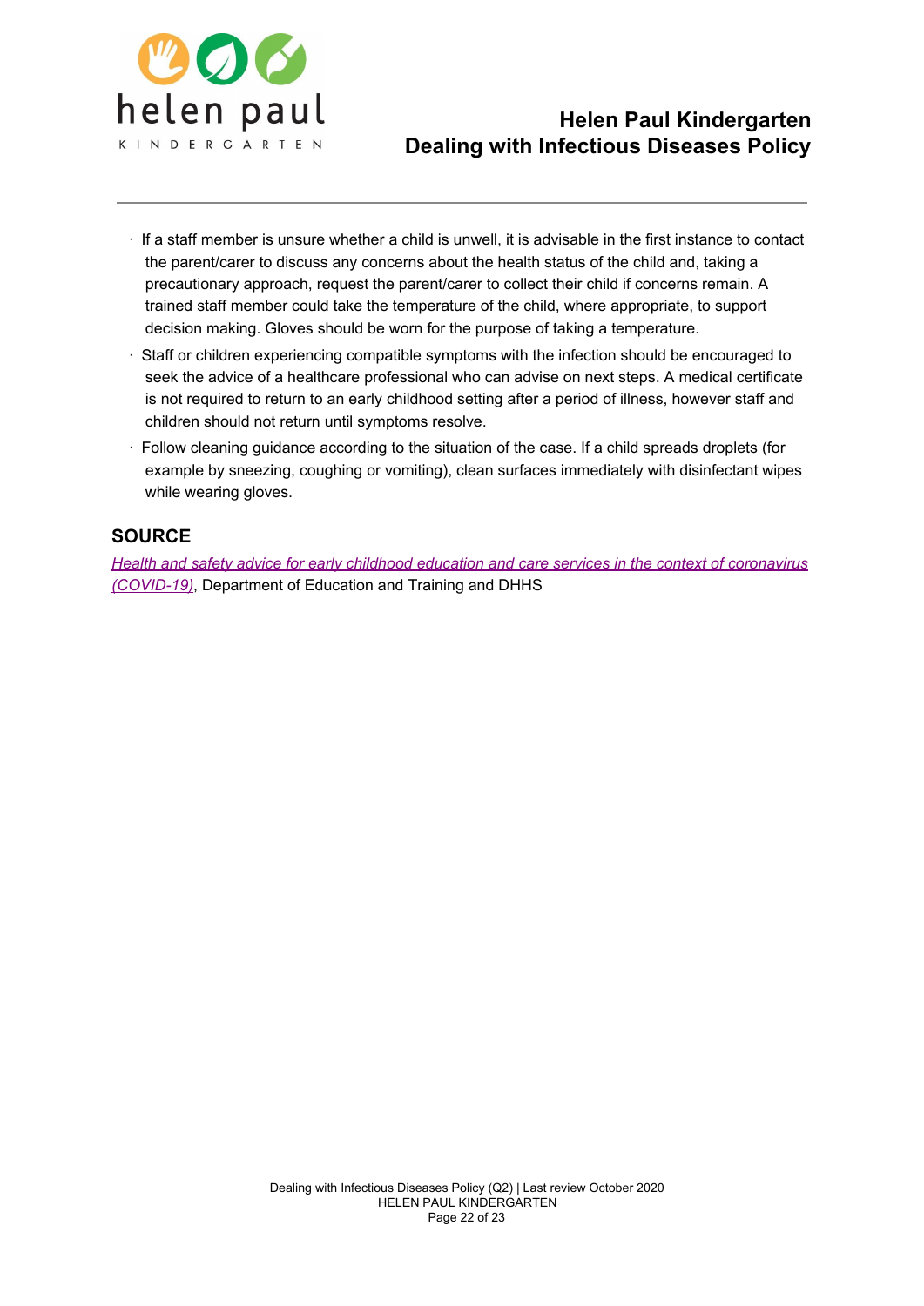- If a staff member is unsure whether a child is unwell, it is advisable in the first instance to contact the parent/carer to discuss any concerns about the health status of the child and, taking a precautionary approach, request the parent/carer to collect their child if concerns remain. A trained staff member could take the temperature of the child, where appropriate, to support decision making. Gloves should be worn for the purpose of taking a temperature.
- Staff or children experiencing compatible symptoms with the infection should be encouraged to seek the advice of a healthcare professional who can advise on next steps. A medical certificate is not required to return to an early childhood setting after a period of illness, however staff and children should not return until symptoms resolve.
- Follow cleaning guidance according to the situation of the case. If a child spreads droplets (for example by sneezing, coughing or vomiting), clean surfaces immediately with disinfectant wipes while wearing gloves.

## SOURCE

*Health and safety advice for early childhood education and care services in the context of coronavirus (COVID-19)*, Department of Education and Training and DHHS